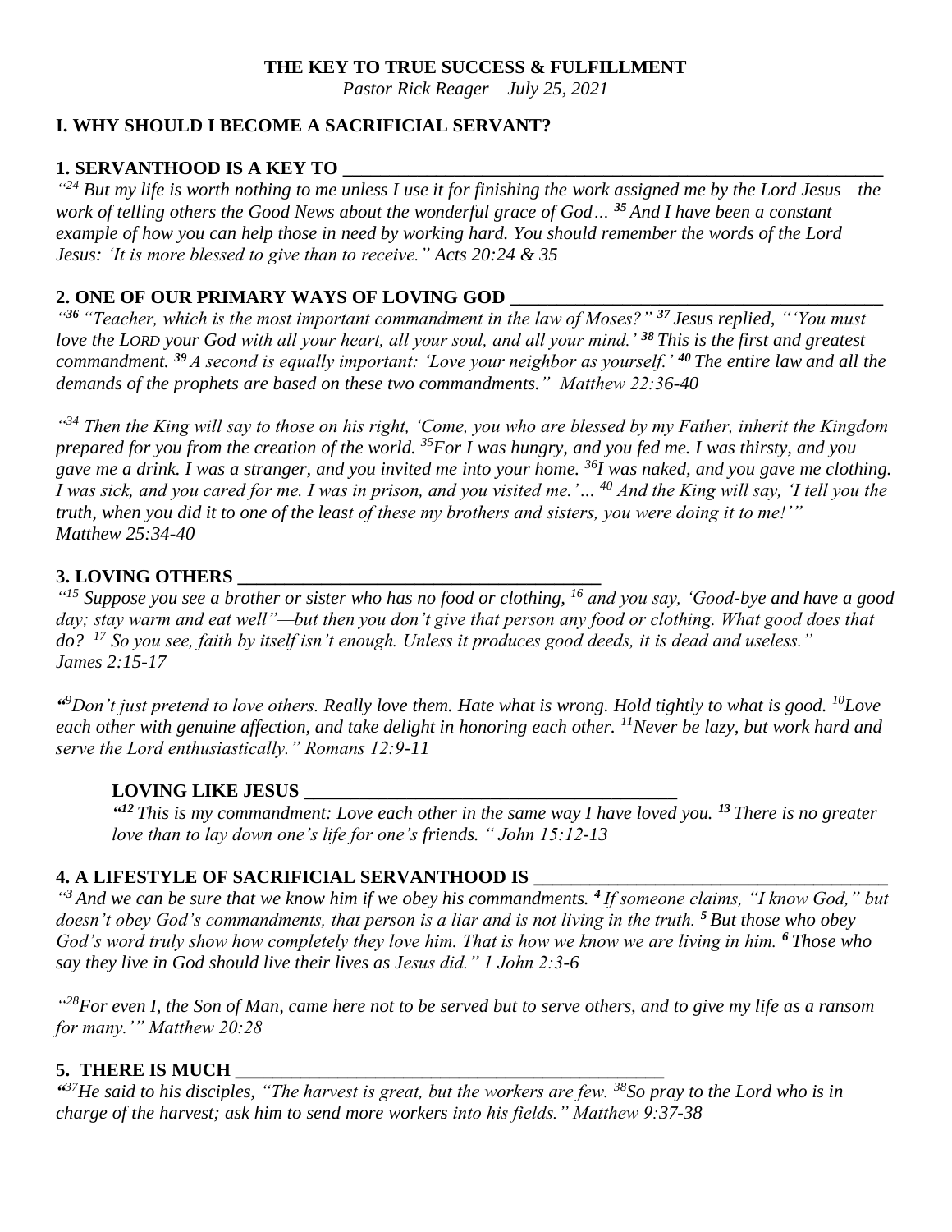**THE KEY TO TRUE SUCCESS & FULFILLMENT**

*Pastor Rick Reager – July 25, 2021*

## I. WHY SHOULD I BECOME A SACRIFICIAL SERVANT?

### 1. SERVANTHOOD IS A KEY TO ___________________________________

*"[24] But my life is worth nothing to me unless I use it for finishing the work assigned me by the Lord Jesus—the work of telling others the Good News about the wonderful grace of God… [35] And I have been a constant example of how you can help those in need by working hard. You should remember the words of the Lord Jesus: 'It is more blessed to give than to receive." Acts 20:24 & 35*

### 2. ONE OF OUR PRIMARY WAYS OF LOVING GOD ______________________

*"[36] "Teacher, which is the most important commandment in the law of Moses?" [37] Jesus replied, "'You must love the LORD your God with all your heart, all your soul, and all your mind.' [38] This is the first and greatest commandment. [39] A second is equally important: 'Love your neighbor as yourself.' [40] The entire law and all the demands of the prophets are based on these two commandments." Matthew 22:36-40*

*"[34] Then the King will say to those on his right, 'Come, you who are blessed by my Father, inherit the Kingdom prepared for you from the creation of the world. [35] For I was hungry, and you fed me. I was thirsty, and you gave me a drink. I was a stranger, and you invited me into your home. [36] I was naked, and you gave me clothing. I was sick, and you cared for me. I was in prison, and you visited me.'… [40] And the King will say, 'I tell you the truth, when you did it to one of the least of these my brothers and sisters, you were doing it to me!'" Matthew 25:34-40*

### 3. LOVING OTHERS ______________________________

*"[15] Suppose you see a brother or sister who has no food or clothing, [16] and you say, 'Good-bye and have a good day; stay warm and eat well"—but then you don't give that person any food or clothing. What good does that do? [17] So you see, faith by itself isn't enough. Unless it produces good deeds, it is dead and useless." James 2:15-17*

*"[9] Don't just pretend to love others. Really love them. Hate what is wrong. Hold tightly to what is good. [10] Love each other with genuine affection, and take delight in honoring each other. [11] Never be lazy, but work hard and serve the Lord enthusiastically." Romans 12:9-11*

**LOVING LIKE JESUS ______________________________**

*"[12] This is my commandment: Love each other in the same way I have loved you. [13] There is no greater love than to lay down one's life for one's friends. " John 15:12-13*

### 4. A LIFESTYLE OF SACRIFICIAL SERVANTHOOD IS ______________________

*"[3] And we can be sure that we know him if we obey his commandments. [4] If someone claims, "I know God," but doesn't obey God's commandments, that person is a liar and is not living in the truth. [5] But those who obey God's word truly show how completely they love him. That is how we know we are living in him. [6] Those who say they live in God should live their lives as Jesus did." 1 John 2:3-6*

*"[28] For even I, the Son of Man, came here not to be served but to serve others, and to give my life as a ransom for many.'" Matthew 20:28*

### 5. THERE IS MUCH ___________________________________

*"[37] He said to his disciples, "The harvest is great, but the workers are few. [38] So pray to the Lord who is in charge of the harvest; ask him to send more workers into his fields." Matthew 9:37-38*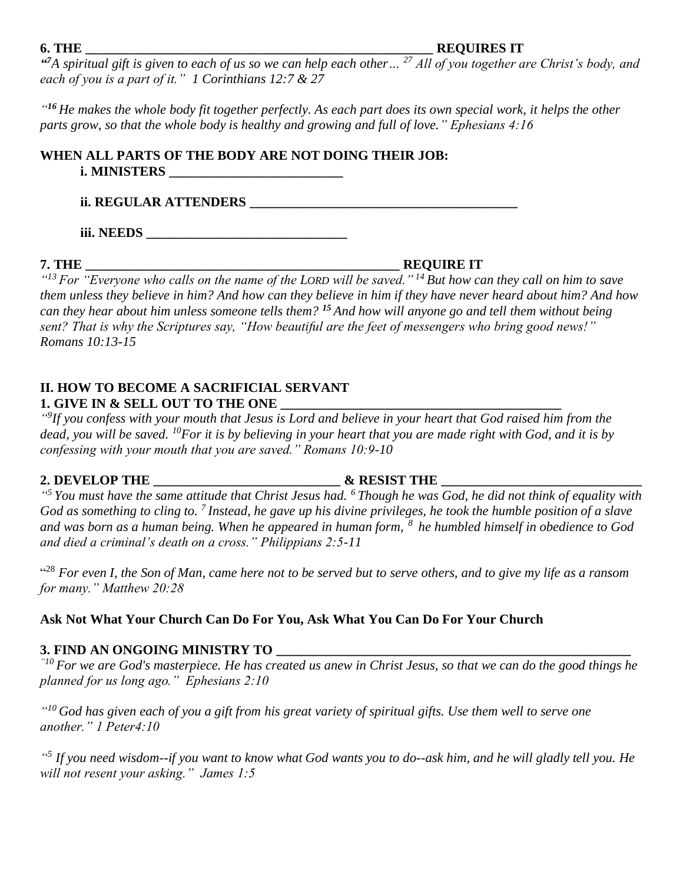**6. THE \_\_\_\_\_\_\_\_\_\_\_\_\_\_\_\_\_\_\_\_\_\_\_\_\_\_\_\_\_\_\_\_\_\_\_\_\_\_\_\_\_\_\_\_\_\_\_\_\_\_\_\_\_\_ REQUIRES IT**

*"[7]A spiritual gift is given to each of us so we can help each other… [27] All of you together are Christ's body, and each of you is a part of it." 1 Corinthians 12:7 & 27*

*"[16] He makes the whole body fit together perfectly. As each part does its own special work, it helps the other parts grow, so that the whole body is healthy and growing and full of love." Ephesians 4:16*

**WHEN ALL PARTS OF THE BODY ARE NOT DOING THEIR JOB:**

**i. MINISTERS \_\_\_\_\_\_\_\_\_\_\_\_\_\_\_\_\_\_\_\_\_\_\_\_\_\_\_**

**ii. REGULAR ATTENDERS \_\_\_\_\_\_\_\_\_\_\_\_\_\_\_\_\_\_\_\_\_\_\_\_\_\_\_\_\_\_\_\_\_\_\_\_\_\_\_\_\_\_**

**iii. NEEDS \_\_\_\_\_\_\_\_\_\_\_\_\_\_\_\_\_\_\_\_\_\_\_\_\_\_\_\_\_\_\_\_**

**7. THE \_\_\_\_\_\_\_\_\_\_\_\_\_\_\_\_\_\_\_\_\_\_\_\_\_\_\_\_\_\_\_\_\_\_\_\_\_\_\_\_\_\_\_\_\_\_\_\_\_ REQUIRE IT**

*"[13] For "Everyone who calls on the name of the LORD will be saved." [14] But how can they call on him to save them unless they believe in him? And how can they believe in him if they have never heard about him? And how can they hear about him unless someone tells them? [15] And how will anyone go and tell them without being sent? That is why the Scriptures say, "How beautiful are the feet of messengers who bring good news!" Romans 10:13-15*

**II. HOW TO BECOME A SACRIFICIAL SERVANT**

**1. GIVE IN & SELL OUT TO THE ONE \_\_\_\_\_\_\_\_\_\_\_\_\_\_\_\_\_\_\_\_\_\_\_\_\_\_\_\_\_\_\_\_\_\_\_\_\_\_\_\_\_\_\_\_**

*"[9]If you confess with your mouth that Jesus is Lord and believe in your heart that God raised him from the dead, you will be saved. [10]For it is by believing in your heart that you are made right with God, and it is by confessing with your mouth that you are saved." Romans 10:9-10*

**2. DEVELOP THE \_\_\_\_\_\_\_\_\_\_\_\_\_\_\_\_\_\_\_\_\_\_\_\_\_\_\_\_\_ & RESIST THE \_\_\_\_\_\_\_\_\_\_\_\_\_\_\_\_\_\_\_\_\_\_\_\_\_\_\_\_\_\_\_**

*"[5] You must have the same attitude that Christ Jesus had. [6] Though he was God, he did not think of equality with God as something to cling to. [7] Instead, he gave up his divine privileges, he took the humble position of a slave and was born as a human being. When he appeared in human form, [8] he humbled himself in obedience to God and died a criminal's death on a cross." Philippians 2:5-11*

*"[28] For even I, the Son of Man, came here not to be served but to serve others, and to give my life as a ransom for many." Matthew 20:28*

**Ask Not What Your Church Can Do For You, Ask What You Can Do For Your Church**

**3. FIND AN ONGOING MINISTRY TO \_\_\_\_\_\_\_\_\_\_\_\_\_\_\_\_\_\_\_\_\_\_\_\_\_\_\_\_\_\_\_\_\_\_\_\_\_\_\_\_\_\_\_\_\_\_\_\_\_\_\_\_\_\_\_\_\_**

*"[10] For we are God's masterpiece. He has created us anew in Christ Jesus, so that we can do the good things he planned for us long ago." Ephesians 2:10*

*"[10] God has given each of you a gift from his great variety of spiritual gifts. Use them well to serve one another." 1 Peter4:10*

*"[5] If you need wisdom--if you want to know what God wants you to do--ask him, and he will gladly tell you. He will not resent your asking." James 1:5*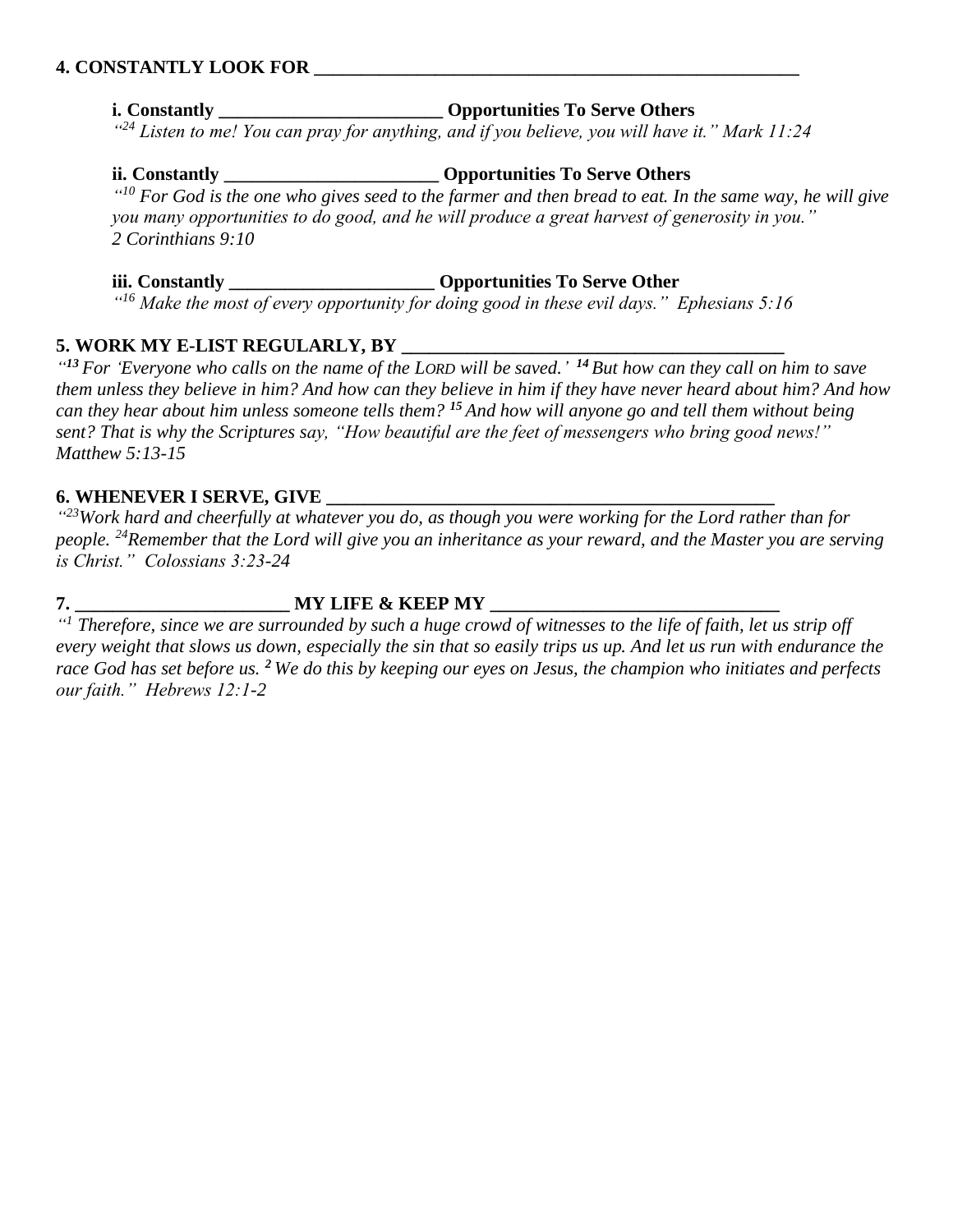**4. CONSTANTLY LOOK FOR _______________________________________________________**

**i. Constantly ________________________ Opportunities To Serve Others**

*"24 Listen to me! You can pray for anything, and if you believe, you will have it." Mark 11:24*

**ii. Constantly _______________________ Opportunities To Serve Others**

*"10 For God is the one who gives seed to the farmer and then bread to eat. In the same way, he will give you many opportunities to do good, and he will produce a great harvest of generosity in you." 2 Corinthians 9:10*

**iii. Constantly ______________________ Opportunities To Serve Other**

*"16 Make the most of every opportunity for doing good in these evil days." Ephesians 5:16*

**5. WORK MY E-LIST REGULARLY, BY __________________________________________**

*"13 For 'Everyone who calls on the name of the LORD will be saved.' 14 But how can they call on him to save them unless they believe in him? And how can they believe in him if they have never heard about him? And how can they hear about him unless someone tells them? 15 And how will anyone go and tell them without being sent? That is why the Scriptures say, "How beautiful are the feet of messengers who bring good news!" Matthew 5:13-15*

**6. WHENEVER I SERVE, GIVE __________________________________________________**

*"23Work hard and cheerfully at whatever you do, as though you were working for the Lord rather than for people. 24Remember that the Lord will give you an inheritance as your reward, and the Master you are serving is Christ." Colossians 3:23-24*

**7. _______________________ MY LIFE & KEEP MY _______________________________**

*"1 Therefore, since we are surrounded by such a huge crowd of witnesses to the life of faith, let us strip off every weight that slows us down, especially the sin that so easily trips us up. And let us run with endurance the race God has set before us. 2 We do this by keeping our eyes on Jesus, the champion who initiates and perfects our faith." Hebrews 12:1-2*